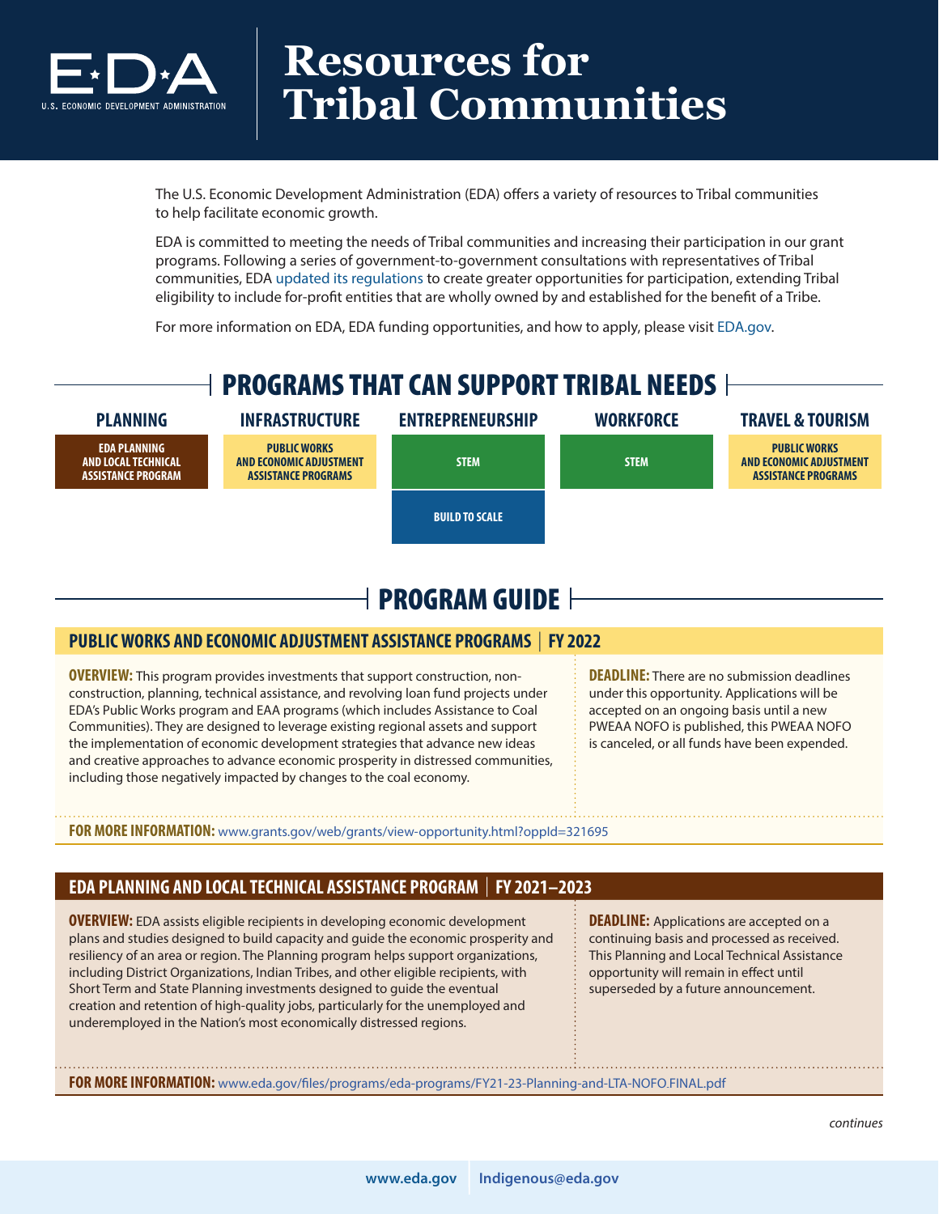# Resources for Tribal Communities

The U.S. Economic Development Administration (EDA) offers a variety of resources to Tribal communities to help facilitate economic growth.

EDA is committed to meeting the needs of Tribal communities and increasing their participation in our grant programs. Following a series of government-to-government consultations with representatives of Tribal communities, EDA updated its regulations to create greater opportunities for participation, extending Tribal eligibility to include for-profit entities that are wholly owned by and established for the benefit of a Tribe.

For more information on EDA, EDA funding opportunities, and how to apply, please visit EDA.gov.

## PROGRAMS THAT CAN SUPPORT TRIBAL NEEDS

| PLANNING | INFRASTRUCTURE | ENTREPRENEURSHIP | WORKFORCE | TRAVEL & TOURISM |
|---|---|---|---|---|
| EDA PLANNING AND LOCAL TECHNICAL ASSISTANCE PROGRAM | PUBLIC WORKS AND ECONOMIC ADJUSTMENT ASSISTANCE PROGRAMS | STEM | STEM | PUBLIC WORKS AND ECONOMIC ADJUSTMENT ASSISTANCE PROGRAMS |
| | | BUILD TO SCALE | | |

## PROGRAM GUIDE

### PUBLIC WORKS AND ECONOMIC ADJUSTMENT ASSISTANCE PROGRAMS | FY 2022

**OVERVIEW:** This program provides investments that support construction, non-construction, planning, technical assistance, and revolving loan fund projects under EDA's Public Works program and EAA programs (which includes Assistance to Coal Communities). They are designed to leverage existing regional assets and support the implementation of economic development strategies that advance new ideas and creative approaches to advance economic prosperity in distressed communities, including those negatively impacted by changes to the coal economy.

**DEADLINE:** There are no submission deadlines under this opportunity. Applications will be accepted on an ongoing basis until a new PWEAA NOFO is published, this PWEAA NOFO is canceled, or all funds have been expended.

**FOR MORE INFORMATION:** www.grants.gov/web/grants/view-opportunity.html?oppId=321695

### EDA PLANNING AND LOCAL TECHNICAL ASSISTANCE PROGRAM | FY 2021–2023

**OVERVIEW:** EDA assists eligible recipients in developing economic development plans and studies designed to build capacity and guide the economic prosperity and resiliency of an area or region. The Planning program helps support organizations, including District Organizations, Indian Tribes, and other eligible recipients, with Short Term and State Planning investments designed to guide the eventual creation and retention of high-quality jobs, particularly for the unemployed and underemployed in the Nation's most economically distressed regions.

**DEADLINE:** Applications are accepted on a continuing basis and processed as received. This Planning and Local Technical Assistance opportunity will remain in effect until superseded by a future announcement.

**FOR MORE INFORMATION:** www.eda.gov/files/programs/eda-programs/FY21-23-Planning-and-LTA-NOFO.FINAL.pdf

*continues*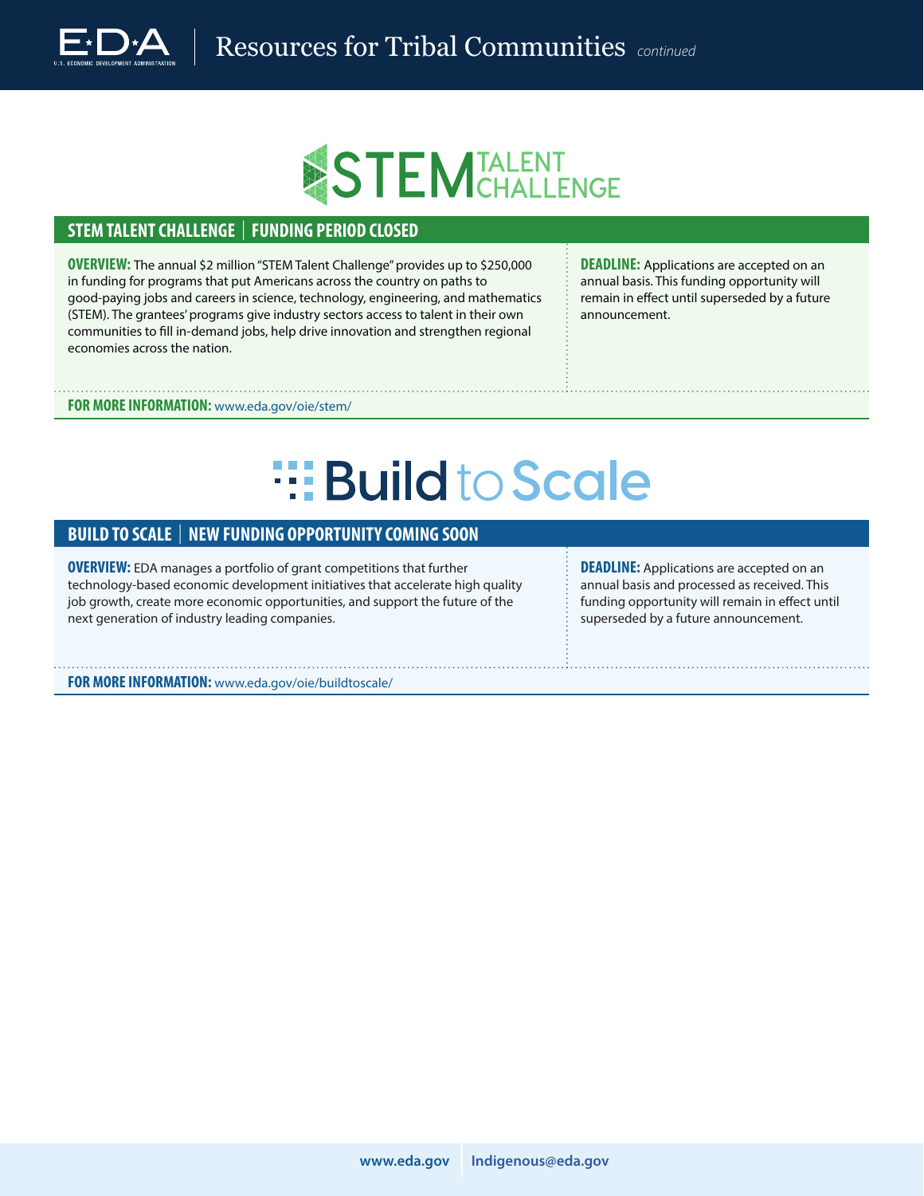# STEM TALENT CHALLENGE

## STEM TALENT CHALLENGE | FUNDING PERIOD CLOSED

**OVERVIEW:** The annual $2 million "STEM Talent Challenge" provides up to $250,000 in funding for programs that put Americans across the country on paths to good-paying jobs and careers in science, technology, engineering, and mathematics (STEM). The grantees' programs give industry sectors access to talent in their own communities to fill in-demand jobs, help drive innovation and strengthen regional economies across the nation.

**DEADLINE:** Applications are accepted on an annual basis. This funding opportunity will remain in effect until superseded by a future announcement.

**FOR MORE INFORMATION:** www.eda.gov/oie/stem/

# Build to Scale

## BUILD TO SCALE | NEW FUNDING OPPORTUNITY COMING SOON

**OVERVIEW:** EDA manages a portfolio of grant competitions that further technology-based economic development initiatives that accelerate high quality job growth, create more economic opportunities, and support the future of the next generation of industry leading companies.

**DEADLINE:** Applications are accepted on an annual basis and processed as received. This funding opportunity will remain in effect until superseded by a future announcement.

**FOR MORE INFORMATION:** www.eda.gov/oie/buildtoscale/